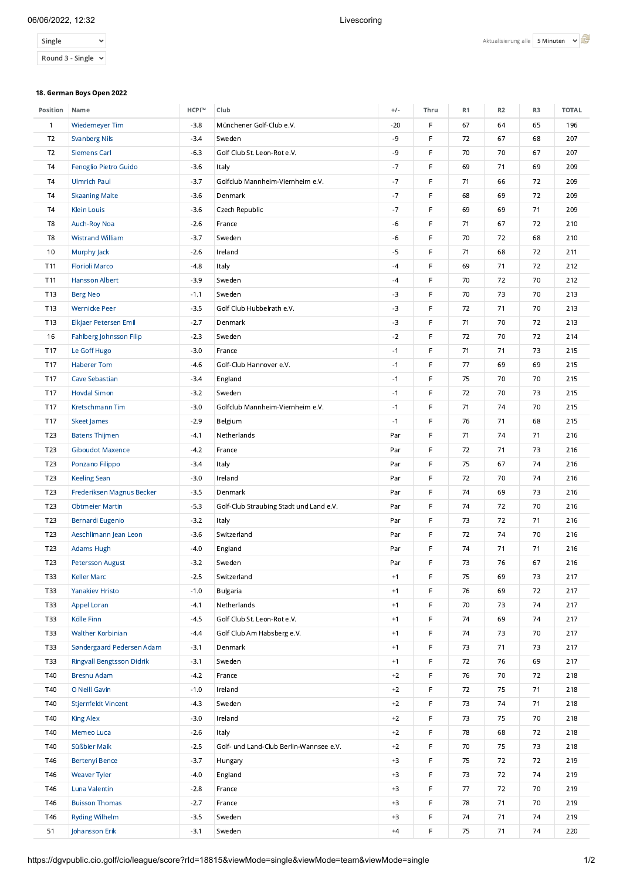Single

Round 3 - Single

Aktualisierung alle 5 Minuten

**18. German Boys Open 2022**

| Position | Name | HCPI™ | Club | +/- | Thru | R1 | R2 | R3 | TOTAL |
|---|---|---|---|---|---|---|---|---|---|
| 1 | Wiedemeyer Tim | -3.8 | Münchener Golf-Club e.V. | -20 | F | 67 | 64 | 65 | 196 |
| T2 | Svanberg Nils | -3.4 | Sweden | -9 | F | 72 | 67 | 68 | 207 |
| T2 | Siemens Carl | -6.3 | Golf Club St. Leon-Rot e.V. | -9 | F | 70 | 70 | 67 | 207 |
| T4 | Fenoglio Pietro Guido | -3.6 | Italy | -7 | F | 69 | 71 | 69 | 209 |
| T4 | Ulmrich Paul | -3.7 | Golfclub Mannheim-Viernheim e.V. | -7 | F | 71 | 66 | 72 | 209 |
| T4 | Skaaning Malte | -3.6 | Denmark | -7 | F | 68 | 69 | 72 | 209 |
| T4 | Klein Louis | -3.6 | Czech Republic | -7 | F | 69 | 69 | 71 | 209 |
| T8 | Auch-Roy Noa | -2.6 | France | -6 | F | 71 | 67 | 72 | 210 |
| T8 | Wistrand William | -3.7 | Sweden | -6 | F | 70 | 72 | 68 | 210 |
| 10 | Murphy Jack | -2.6 | Ireland | -5 | F | 71 | 68 | 72 | 211 |
| T11 | Florioli Marco | -4.8 | Italy | -4 | F | 69 | 71 | 72 | 212 |
| T11 | Hansson Albert | -3.9 | Sweden | -4 | F | 70 | 72 | 70 | 212 |
| T13 | Berg Neo | -1.1 | Sweden | -3 | F | 70 | 73 | 70 | 213 |
| T13 | Wernicke Peer | -3.5 | Golf Club Hubbelrath e.V. | -3 | F | 72 | 71 | 70 | 213 |
| T13 | Elkjaer Petersen Emil | -2.7 | Denmark | -3 | F | 71 | 70 | 72 | 213 |
| 16 | Fahlberg Johnsson Filip | -2.3 | Sweden | -2 | F | 72 | 70 | 72 | 214 |
| T17 | Le Goff Hugo | -3.0 | France | -1 | F | 71 | 71 | 73 | 215 |
| T17 | Haberer Tom | -4.6 | Golf-Club Hannover e.V. | -1 | F | 77 | 69 | 69 | 215 |
| T17 | Cave Sebastian | -3.4 | England | -1 | F | 75 | 70 | 70 | 215 |
| T17 | Hovdal Simon | -3.2 | Sweden | -1 | F | 72 | 70 | 73 | 215 |
| T17 | Kretschmann Tim | -3.0 | Golfclub Mannheim-Viernheim e.V. | -1 | F | 71 | 74 | 70 | 215 |
| T17 | Skeet James | -2.9 | Belgium | -1 | F | 76 | 71 | 68 | 215 |
| T23 | Batens Thijmen | -4.1 | Netherlands | Par | F | 71 | 74 | 71 | 216 |
| T23 | Giboudot Maxence | -4.2 | France | Par | F | 72 | 71 | 73 | 216 |
| T23 | Ponzano Filippo | -3.4 | Italy | Par | F | 75 | 67 | 74 | 216 |
| T23 | Keeling Sean | -3.0 | Ireland | Par | F | 72 | 70 | 74 | 216 |
| T23 | Frederiksen Magnus Becker | -3.5 | Denmark | Par | F | 74 | 69 | 73 | 216 |
| T23 | Obtmeier Martin | -5.3 | Golf-Club Straubing Stadt und Land e.V. | Par | F | 74 | 72 | 70 | 216 |
| T23 | Bernardi Eugenio | -3.2 | Italy | Par | F | 73 | 72 | 71 | 216 |
| T23 | Aeschlimann Jean Leon | -3.6 | Switzerland | Par | F | 72 | 74 | 70 | 216 |
| T23 | Adams Hugh | -4.0 | England | Par | F | 74 | 71 | 71 | 216 |
| T23 | Petersson August | -3.2 | Sweden | Par | F | 73 | 76 | 67 | 216 |
| T33 | Keller Marc | -2.5 | Switzerland | +1 | F | 75 | 69 | 73 | 217 |
| T33 | Yanakiev Hristo | -1.0 | Bulgaria | +1 | F | 76 | 69 | 72 | 217 |
| T33 | Appel Loran | -4.1 | Netherlands | +1 | F | 70 | 73 | 74 | 217 |
| T33 | Kölle Finn | -4.5 | Golf Club St. Leon-Rot e.V. | +1 | F | 74 | 69 | 74 | 217 |
| T33 | Walther Korbinian | -4.4 | Golf Club Am Habsberg e.V. | +1 | F | 74 | 73 | 70 | 217 |
| T33 | Søndergaard Pedersen Adam | -3.1 | Denmark | +1 | F | 73 | 71 | 73 | 217 |
| T33 | Ringvall Bengtsson Didrik | -3.1 | Sweden | +1 | F | 72 | 76 | 69 | 217 |
| T40 | Bresnu Adam | -4.2 | France | +2 | F | 76 | 70 | 72 | 218 |
| T40 | O Neill Gavin | -1.0 | Ireland | +2 | F | 72 | 75 | 71 | 218 |
| T40 | Stjernfeldt Vincent | -4.3 | Sweden | +2 | F | 73 | 74 | 71 | 218 |
| T40 | King Alex | -3.0 | Ireland | +2 | F | 73 | 75 | 70 | 218 |
| T40 | Memeo Luca | -2.6 | Italy | +2 | F | 78 | 68 | 72 | 218 |
| T40 | Süßbier Maik | -2.5 | Golf- und Land-Club Berlin-Wannsee e.V. | +2 | F | 70 | 75 | 73 | 218 |
| T46 | Bertenyi Bence | -3.7 | Hungary | +3 | F | 75 | 72 | 72 | 219 |
| T46 | Weaver Tyler | -4.0 | England | +3 | F | 73 | 72 | 74 | 219 |
| T46 | Luna Valentin | -2.8 | France | +3 | F | 77 | 72 | 70 | 219 |
| T46 | Buisson Thomas | -2.7 | France | +3 | F | 78 | 71 | 70 | 219 |
| T46 | Ryding Wilhelm | -3.5 | Sweden | +3 | F | 74 | 71 | 74 | 219 |
| 51 | Johansson Erik | -3.1 | Sweden | +4 | F | 75 | 71 | 74 | 220 |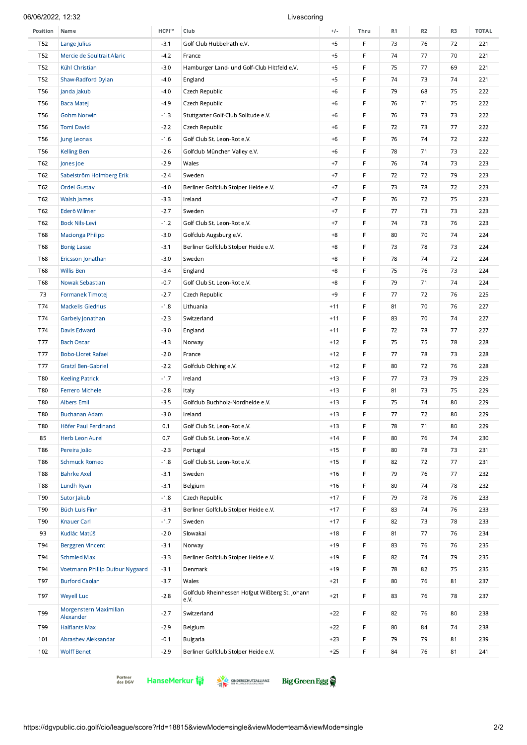| Position | Name | HCPI™ | Club | +/- | Thru | R1 | R2 | R3 | TOTAL |
|---|---|---|---|---|---|---|---|---|---|
| T52 | Lange Julius | -3.1 | Golf Club Hubbelrath e.V. | +5 | F | 73 | 76 | 72 | 221 |
| T52 | Mercie de Soultrait Alaric | -4.2 | France | +5 | F | 74 | 77 | 70 | 221 |
| T52 | Kühl Christian | -3.0 | Hamburger Land- und Golf-Club Hittfeld e.V. | +5 | F | 75 | 77 | 69 | 221 |
| T52 | Shaw-Radford Dylan | -4.0 | England | +5 | F | 74 | 73 | 74 | 221 |
| T56 | Janda Jakub | -4.0 | Czech Republic | +6 | F | 79 | 68 | 75 | 222 |
| T56 | Baca Matej | -4.9 | Czech Republic | +6 | F | 76 | 71 | 75 | 222 |
| T56 | Gohm Norwin | -1.3 | Stuttgarter Golf-Club Solitude e.V. | +6 | F | 76 | 73 | 73 | 222 |
| T56 | Tomi David | -2.2 | Czech Republic | +6 | F | 72 | 73 | 77 | 222 |
| T56 | Jung Leonas | -1.6 | Golf Club St. Leon-Rot e.V. | +6 | F | 76 | 74 | 72 | 222 |
| T56 | Kelling Ben | -2.6 | Golfclub München Valley e.V. | +6 | F | 78 | 71 | 73 | 222 |
| T62 | Jones Joe | -2.9 | Wales | +7 | F | 76 | 74 | 73 | 223 |
| T62 | Sabelström Holmberg Erik | -2.4 | Sweden | +7 | F | 72 | 72 | 79 | 223 |
| T62 | Ordel Gustav | -4.0 | Berliner Golfclub Stolper Heide e.V. | +7 | F | 73 | 78 | 72 | 223 |
| T62 | Walsh James | -3.3 | Ireland | +7 | F | 76 | 72 | 75 | 223 |
| T62 | Ederö Wilmer | -2.7 | Sweden | +7 | F | 77 | 73 | 73 | 223 |
| T62 | Bock Nils-Levi | -1.2 | Golf Club St. Leon-Rot e.V. | +7 | F | 74 | 73 | 76 | 223 |
| T68 | Macionga Philipp | -3.0 | Golfclub Augsburg e.V. | +8 | F | 80 | 70 | 74 | 224 |
| T68 | Bonig Lasse | -3.1 | Berliner Golfclub Stolper Heide e.V. | +8 | F | 73 | 78 | 73 | 224 |
| T68 | Ericsson Jonathan | -3.0 | Sweden | +8 | F | 78 | 74 | 72 | 224 |
| T68 | Willis Ben | -3.4 | England | +8 | F | 75 | 76 | 73 | 224 |
| T68 | Nowak Sebastian | -0.7 | Golf Club St. Leon-Rot e.V. | +8 | F | 79 | 71 | 74 | 224 |
| 73 | Formanek Timotej | -2.7 | Czech Republic | +9 | F | 77 | 72 | 76 | 225 |
| T74 | Mackelis Giedrius | -1.8 | Lithuania | +11 | F | 81 | 70 | 76 | 227 |
| T74 | Garbely Jonathan | -2.3 | Switzerland | +11 | F | 83 | 70 | 74 | 227 |
| T74 | Davis Edward | -3.0 | England | +11 | F | 72 | 78 | 77 | 227 |
| T77 | Bach Oscar | -4.3 | Norway | +12 | F | 75 | 75 | 78 | 228 |
| T77 | Bobo-Lloret Rafael | -2.0 | France | +12 | F | 77 | 78 | 73 | 228 |
| T77 | Gratzl Ben-Gabriel | -2.2 | Golfclub Olching e.V. | +12 | F | 80 | 72 | 76 | 228 |
| T80 | Keeling Patrick | -1.7 | Ireland | +13 | F | 77 | 73 | 79 | 229 |
| T80 | Ferrero Michele | -2.8 | Italy | +13 | F | 81 | 73 | 75 | 229 |
| T80 | Albers Emil | -3.5 | Golfclub Buchholz-Nordheide e.V. | +13 | F | 75 | 74 | 80 | 229 |
| T80 | Buchanan Adam | -3.0 | Ireland | +13 | F | 77 | 72 | 80 | 229 |
| T80 | Höfer Paul Ferdinand | 0.1 | Golf Club St. Leon-Rot e.V. | +13 | F | 78 | 71 | 80 | 229 |
| 85 | Herb Leon Aurel | 0.7 | Golf Club St. Leon-Rot e.V. | +14 | F | 80 | 76 | 74 | 230 |
| T86 | Pereira João | -2.3 | Portugal | +15 | F | 80 | 78 | 73 | 231 |
| T86 | Schmuck Romeo | -1.8 | Golf Club St. Leon-Rot e.V. | +15 | F | 82 | 72 | 77 | 231 |
| T88 | Bahrke Axel | -3.1 | Sweden | +16 | F | 79 | 76 | 77 | 232 |
| T88 | Lundh Ryan | -3.1 | Belgium | +16 | F | 80 | 74 | 78 | 232 |
| T90 | Sutor Jakub | -1.8 | Czech Republic | +17 | F | 79 | 78 | 76 | 233 |
| T90 | Büch Luis Finn | -3.1 | Berliner Golfclub Stolper Heide e.V. | +17 | F | 83 | 74 | 76 | 233 |
| T90 | Knauer Carl | -1.7 | Sweden | +17 | F | 82 | 73 | 78 | 233 |
| 93 | Kudlác Matúš | -2.0 | Slowakai | +18 | F | 81 | 77 | 76 | 234 |
| T94 | Berggren Vincent | -3.1 | Norway | +19 | F | 83 | 76 | 76 | 235 |
| T94 | Schmied Max | -3.3 | Berliner Golfclub Stolper Heide e.V. | +19 | F | 82 | 74 | 79 | 235 |
| T94 | Voetmann Phillip Dufour Nygaard | -3.1 | Denmark | +19 | F | 78 | 82 | 75 | 235 |
| T97 | Burford Caolan | -3.7 | Wales | +21 | F | 80 | 76 | 81 | 237 |
| T97 | Weyell Luc | -2.8 | Golfclub Rheinhessen Hofgut Wißberg St. Johann e.V. | +21 | F | 83 | 76 | 78 | 237 |
| T99 | Morgenstern Maximilian Alexander | -2.7 | Switzerland | +22 | F | 82 | 76 | 80 | 238 |
| T99 | Halflants Max | -2.9 | Belgium | +22 | F | 80 | 84 | 74 | 238 |
| 101 | Abrashev Aleksandar | -0.1 | Bulgaria | +23 | F | 79 | 79 | 81 | 239 |
| 102 | Wolff Benet | -2.9 | Berliner Golfclub Stolper Heide e.V. | +25 | F | 84 | 76 | 81 | 241 |

Partner des DGV — HanseMerkur — Kinderschutzallianz — Big Green Egg